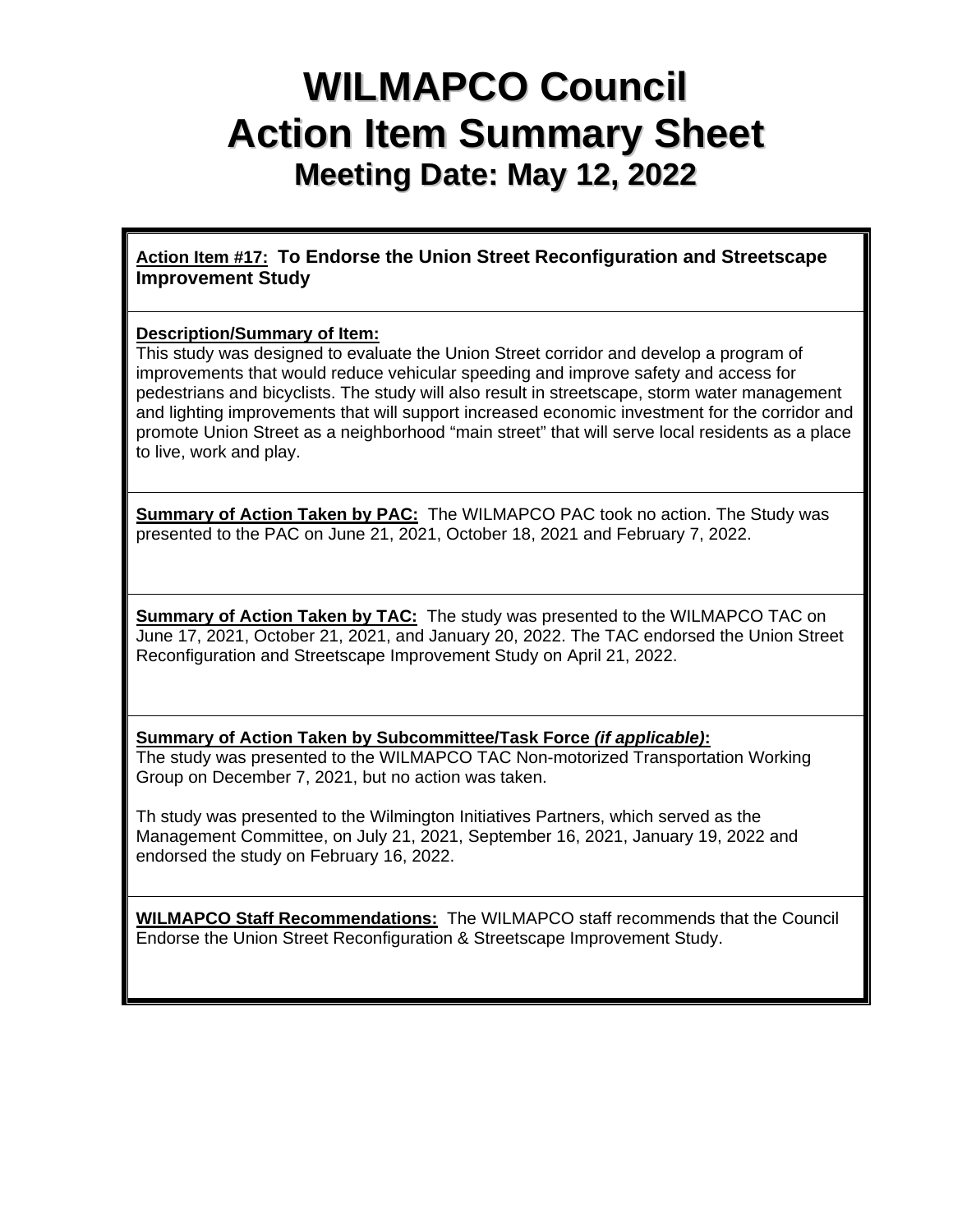# WILMAPCO Council
# Action Item Summary Sheet
## Meeting Date: May 12, 2022

**Action Item #17: To Endorse the Union Street Reconfiguration and Streetscape Improvement Study**

**Description/Summary of Item:**
This study was designed to evaluate the Union Street corridor and develop a program of improvements that would reduce vehicular speeding and improve safety and access for pedestrians and bicyclists. The study will also result in streetscape, storm water management and lighting improvements that will support increased economic investment for the corridor and promote Union Street as a neighborhood "main street" that will serve local residents as a place to live, work and play.

**Summary of Action Taken by PAC:** The WILMAPCO PAC took no action. The Study was presented to the PAC on June 21, 2021, October 18, 2021 and February 7, 2022.

**Summary of Action Taken by TAC:** The study was presented to the WILMAPCO TAC on June 17, 2021, October 21, 2021, and January 20, 2022. The TAC endorsed the Union Street Reconfiguration and Streetscape Improvement Study on April 21, 2022.

**Summary of Action Taken by Subcommittee/Task Force *(if applicable)*:**
The study was presented to the WILMAPCO TAC Non-motorized Transportation Working Group on December 7, 2021, but no action was taken.

Th study was presented to the Wilmington Initiatives Partners, which served as the Management Committee, on July 21, 2021, September 16, 2021, January 19, 2022 and endorsed the study on February 16, 2022.

**WILMAPCO Staff Recommendations:** The WILMAPCO staff recommends that the Council Endorse the Union Street Reconfiguration & Streetscape Improvement Study.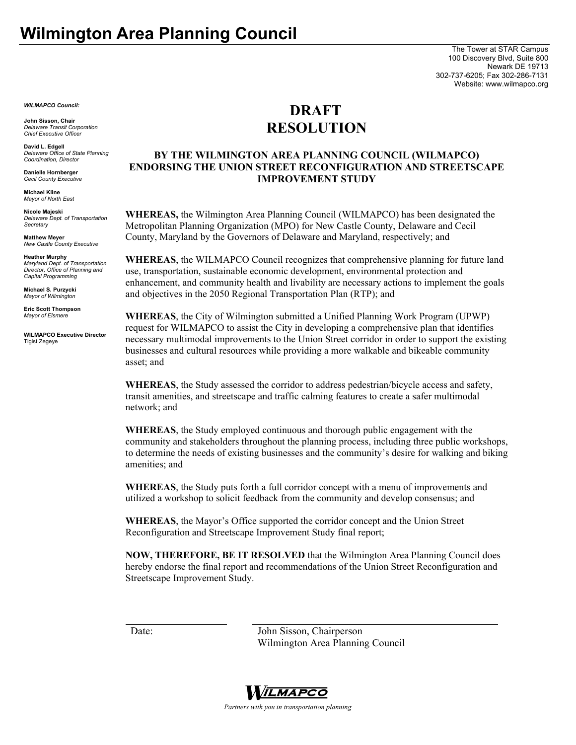# Wilmington Area Planning Council

The Tower at STAR Campus
100 Discovery Blvd, Suite 800
Newark DE 19713
302-737-6205; Fax 302-286-7131
Website: www.wilmapco.org

***WILMAPCO Council:***

**John Sisson, Chair**
*Delaware Transit Corporation Chief Executive Officer*

**David L. Edgell**
*Delaware Office of State Planning Coordination, Director*

**Danielle Hornberger**
*Cecil County Executive*

**Michael Kline**
*Mayor of North East*

**Nicole Majeski**
*Delaware Dept. of Transportation Secretary*

**Matthew Meyer**
*New Castle County Executive*

**Heather Murphy**
*Maryland Dept. of Transportation Director, Office of Planning and Capital Programming*

**Michael S. Purzycki**
*Mayor of Wilmington*

**Eric Scott Thompson**
*Mayor of Elsmere*

**WILMAPCO Executive Director**
Tigist Zegeye

## DRAFT RESOLUTION

### BY THE WILMINGTON AREA PLANNING COUNCIL (WILMAPCO) ENDORSING THE UNION STREET RECONFIGURATION AND STREETSCAPE IMPROVEMENT STUDY

**WHEREAS,** the Wilmington Area Planning Council (WILMAPCO) has been designated the Metropolitan Planning Organization (MPO) for New Castle County, Delaware and Cecil County, Maryland by the Governors of Delaware and Maryland, respectively; and

**WHEREAS**, the WILMAPCO Council recognizes that comprehensive planning for future land use, transportation, sustainable economic development, environmental protection and enhancement, and community health and livability are necessary actions to implement the goals and objectives in the 2050 Regional Transportation Plan (RTP); and

**WHEREAS**, the City of Wilmington submitted a Unified Planning Work Program (UPWP) request for WILMAPCO to assist the City in developing a comprehensive plan that identifies necessary multimodal improvements to the Union Street corridor in order to support the existing businesses and cultural resources while providing a more walkable and bikeable community asset; and

**WHEREAS**, the Study assessed the corridor to address pedestrian/bicycle access and safety, transit amenities, and streetscape and traffic calming features to create a safer multimodal network; and

**WHEREAS**, the Study employed continuous and thorough public engagement with the community and stakeholders throughout the planning process, including three public workshops, to determine the needs of existing businesses and the community's desire for walking and biking amenities; and

**WHEREAS**, the Study puts forth a full corridor concept with a menu of improvements and utilized a workshop to solicit feedback from the community and develop consensus; and

**WHEREAS**, the Mayor's Office supported the corridor concept and the Union Street Reconfiguration and Streetscape Improvement Study final report;

**NOW, THEREFORE, BE IT RESOLVED** that the Wilmington Area Planning Council does hereby endorse the final report and recommendations of the Union Street Reconfiguration and Streetscape Improvement Study.

Date:

John Sisson, Chairperson
Wilmington Area Planning Council

WILMAPCO
*Partners with you in transportation planning*